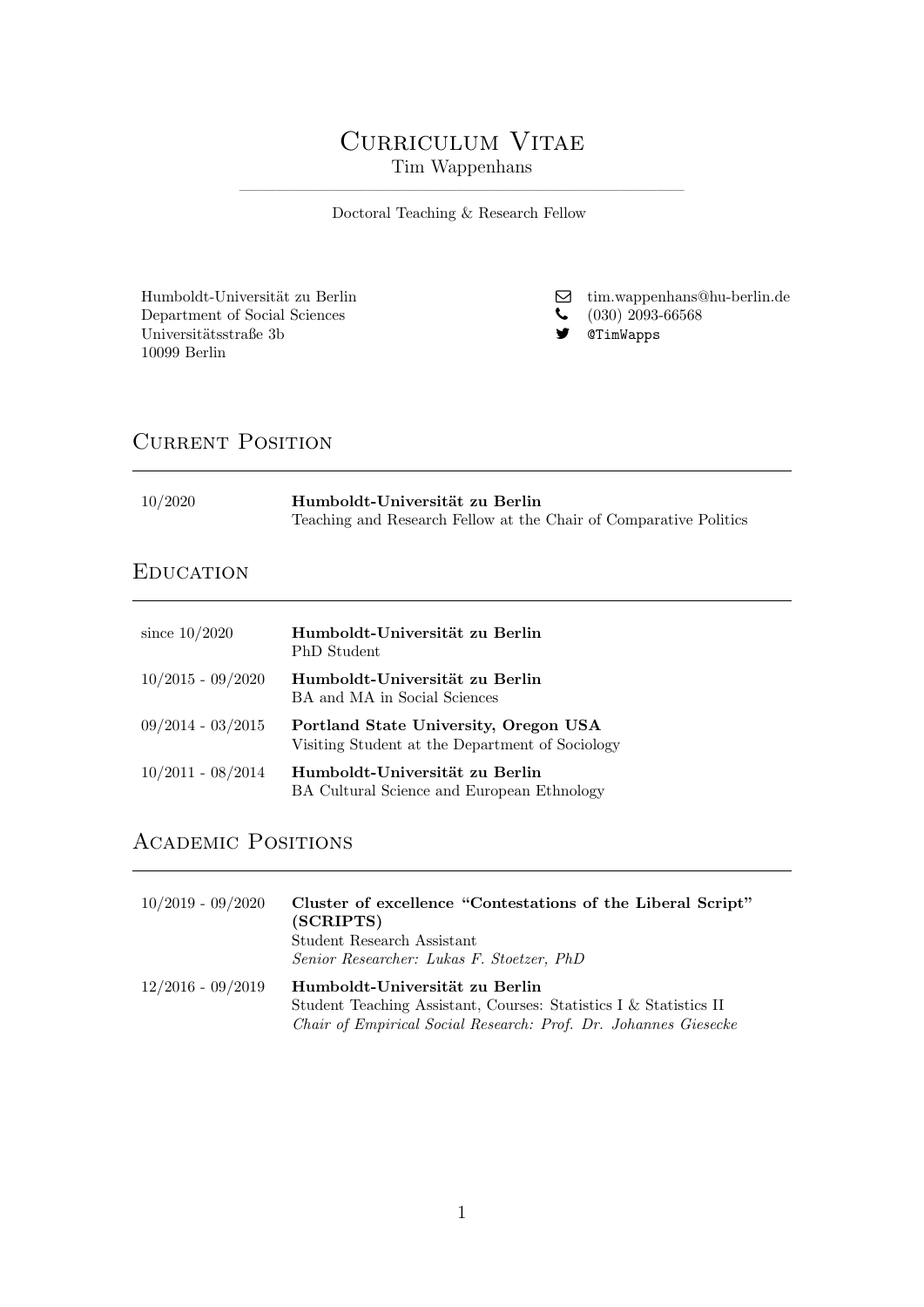# Curriculum Vitae

Tim Wappenhans

Doctoral Teaching & Research Fellow

Humboldt-Universität zu Berlin
Department of Social Sciences
Universitätsstraße 3b
10099 Berlin

tim.wappenhans@hu-berlin.de
(030) 2093-66568
@TimWapps

## Current Position

10/2020 — **Humboldt-Universität zu Berlin**
Teaching and Research Fellow at the Chair of Comparative Politics

## Education

since 10/2020 — **Humboldt-Universität zu Berlin**
PhD Student

10/2015 - 09/2020 — **Humboldt-Universität zu Berlin**
BA and MA in Social Sciences

09/2014 - 03/2015 — **Portland State University, Oregon USA**
Visiting Student at the Department of Sociology

10/2011 - 08/2014 — **Humboldt-Universität zu Berlin**
BA Cultural Science and European Ethnology

## Academic Positions

10/2019 - 09/2020 — **Cluster of excellence "Contestations of the Liberal Script" (SCRIPTS)**
Student Research Assistant
*Senior Researcher: Lukas F. Stoetzer, PhD*

12/2016 - 09/2019 — **Humboldt-Universität zu Berlin**
Student Teaching Assistant, Courses: Statistics I & Statistics II
*Chair of Empirical Social Research: Prof. Dr. Johannes Giesecke*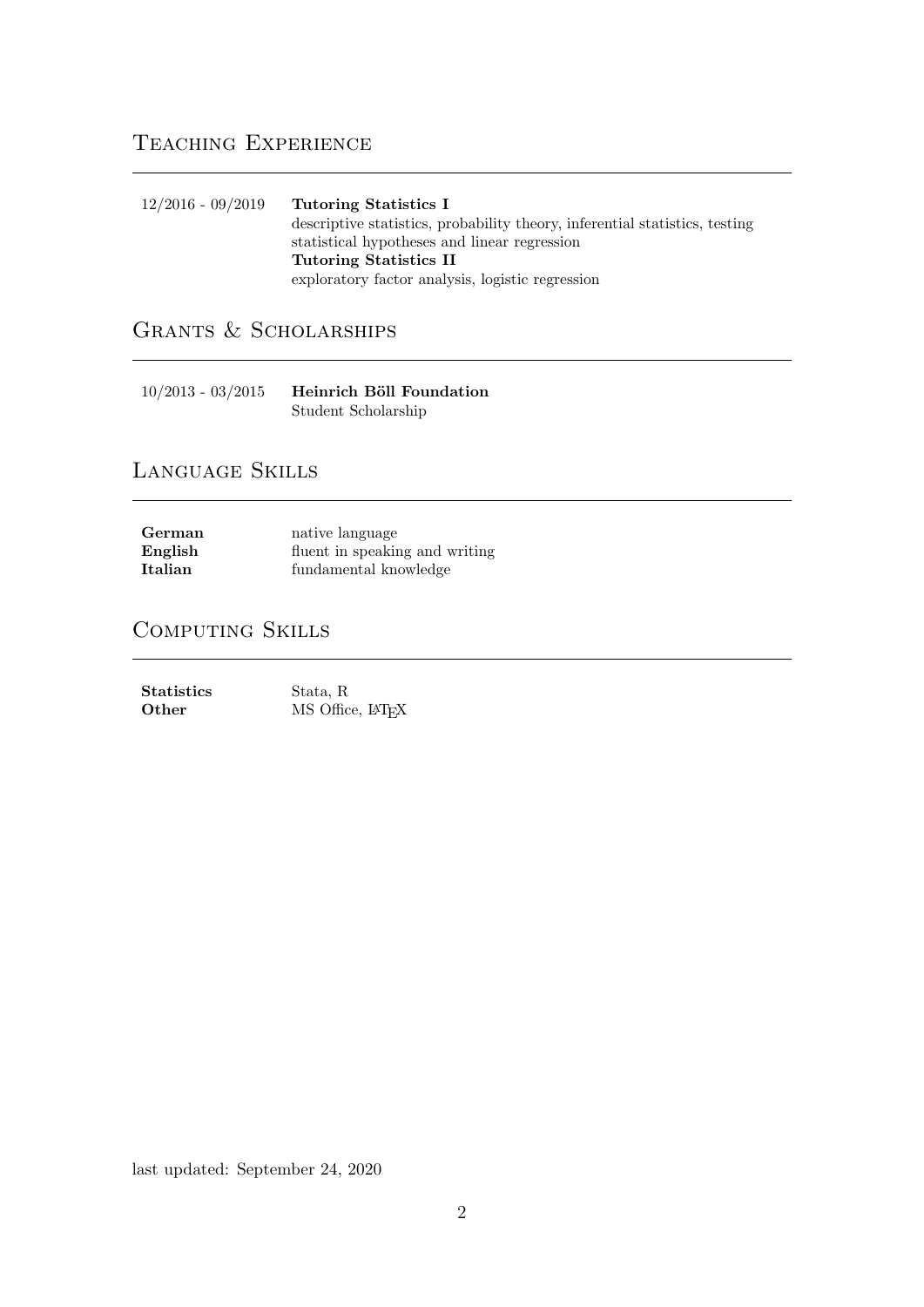## Teaching Experience

12/2016 - 09/2019 **Tutoring Statistics I**
descriptive statistics, probability theory, inferential statistics, testing statistical hypotheses and linear regression
**Tutoring Statistics II**
exploratory factor analysis, logistic regression

## Grants & Scholarships

10/2013 - 03/2015 **Heinrich Böll Foundation**
Student Scholarship

## Language Skills

| | |
|---|---|
| **German** | native language |
| **English** | fluent in speaking and writing |
| **Italian** | fundamental knowledge |

## Computing Skills

| | |
|---|---|
| **Statistics** | Stata, R |
| **Other** | MS Office, LaTeX |

last updated: September 24, 2020